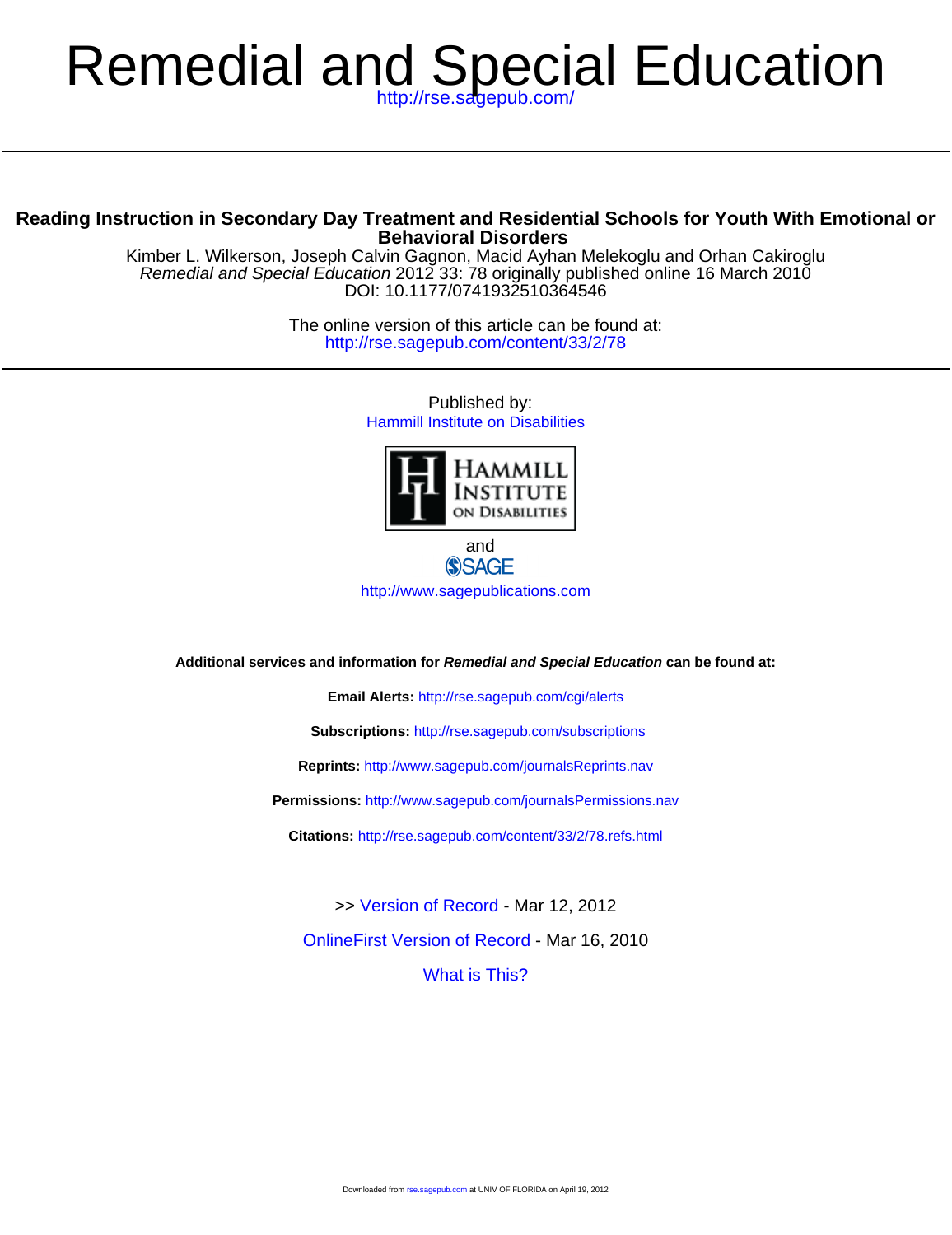# Remedial and Special Education

http://rse.sagepub.com/

## Reading Instruction in Secondary Day Treatment and Residential Schools for Youth With Emotional or Behavioral Disorders

Kimber L. Wilkerson, Joseph Calvin Gagnon, Macid Ayhan Melekoglu and Orhan Cakiroglu
*Remedial and Special Education* 2012 33: 78 originally published online 16 March 2010
DOI: 10.1177/0741932510364546

The online version of this article can be found at:
http://rse.sagepub.com/content/33/2/78

Published by:
Hammill Institute on Disabilities

and

SAGE

http://www.sagepublications.com

**Additional services and information for *Remedial and Special Education* can be found at:**

**Email Alerts:** http://rse.sagepub.com/cgi/alerts

**Subscriptions:** http://rse.sagepub.com/subscriptions

**Reprints:** http://www.sagepub.com/journalsReprints.nav

**Permissions:** http://www.sagepub.com/journalsPermissions.nav

**Citations:** http://rse.sagepub.com/content/33/2/78.refs.html

>> Version of Record - Mar 12, 2012

OnlineFirst Version of Record - Mar 16, 2010

What is This?

Downloaded from rse.sagepub.com at UNIV OF FLORIDA on April 19, 2012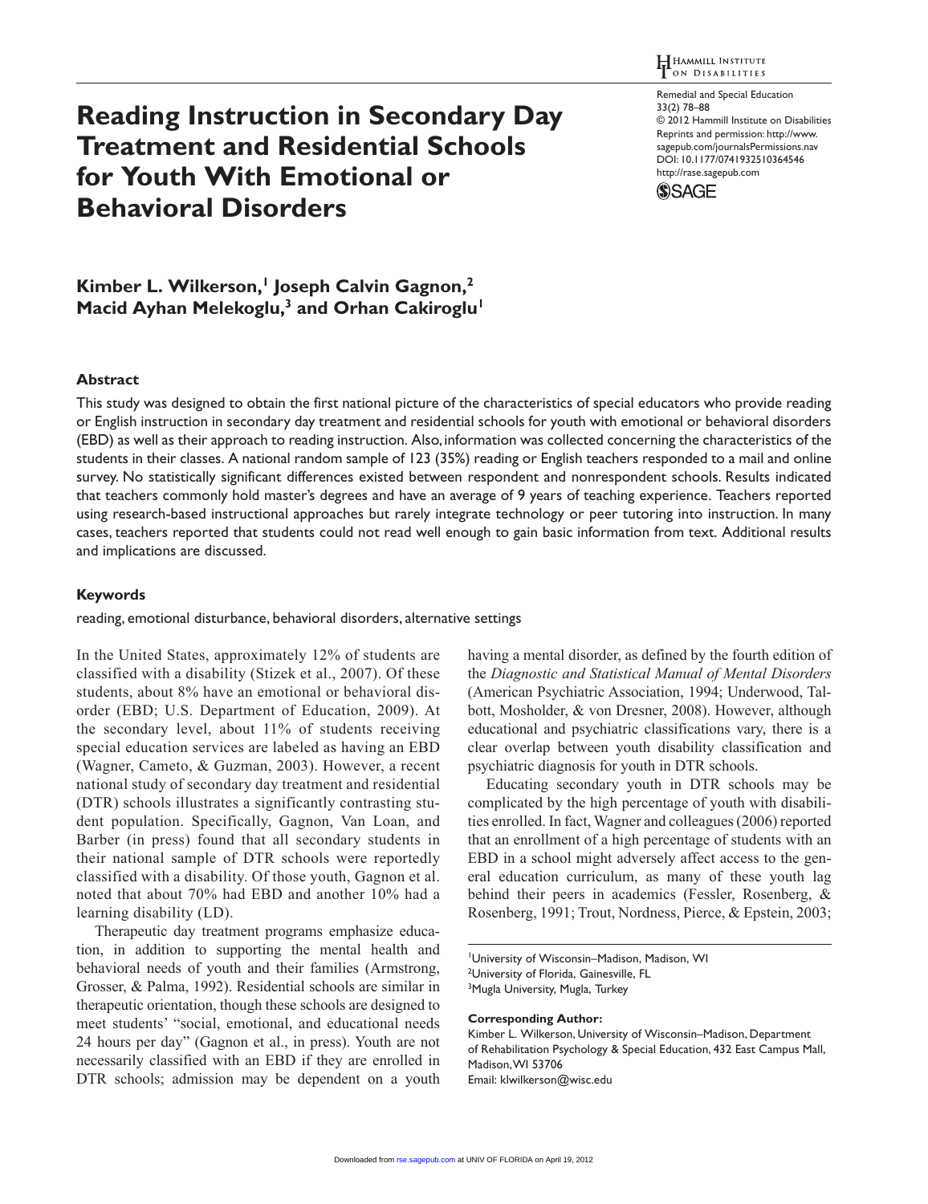# Reading Instruction in Secondary Day Treatment and Residential Schools for Youth With Emotional or Behavioral Disorders

**Kimber L. Wilkerson,[1] Joseph Calvin Gagnon,[2] Macid Ayhan Melekoglu,[3] and Orhan Cakiroglu[1]**

## Abstract

This study was designed to obtain the first national picture of the characteristics of special educators who provide reading or English instruction in secondary day treatment and residential schools for youth with emotional or behavioral disorders (EBD) as well as their approach to reading instruction. Also, information was collected concerning the characteristics of the students in their classes. A national random sample of 123 (35%) reading or English teachers responded to a mail and online survey. No statistically significant differences existed between respondent and nonrespondent schools. Results indicated that teachers commonly hold master's degrees and have an average of 9 years of teaching experience. Teachers reported using research-based instructional approaches but rarely integrate technology or peer tutoring into instruction. In many cases, teachers reported that students could not read well enough to gain basic information from text. Additional results and implications are discussed.

## Keywords

reading, emotional disturbance, behavioral disorders, alternative settings

In the United States, approximately 12% of students are classified with a disability (Stizek et al., 2007). Of these students, about 8% have an emotional or behavioral disorder (EBD; U.S. Department of Education, 2009). At the secondary level, about 11% of students receiving special education services are labeled as having an EBD (Wagner, Cameto, & Guzman, 2003). However, a recent national study of secondary day treatment and residential (DTR) schools illustrates a significantly contrasting student population. Specifically, Gagnon, Van Loan, and Barber (in press) found that all secondary students in their national sample of DTR schools were reportedly classified with a disability. Of those youth, Gagnon et al. noted that about 70% had EBD and another 10% had a learning disability (LD).

Therapeutic day treatment programs emphasize education, in addition to supporting the mental health and behavioral needs of youth and their families (Armstrong, Grosser, & Palma, 1992). Residential schools are similar in therapeutic orientation, though these schools are designed to meet students' "social, emotional, and educational needs 24 hours per day" (Gagnon et al., in press). Youth are not necessarily classified with an EBD if they are enrolled in DTR schools; admission may be dependent on a youth having a mental disorder, as defined by the fourth edition of the *Diagnostic and Statistical Manual of Mental Disorders* (American Psychiatric Association, 1994; Underwood, Talbott, Mosholder, & von Dresner, 2008). However, although educational and psychiatric classifications vary, there is a clear overlap between youth disability classification and psychiatric diagnosis for youth in DTR schools.

Educating secondary youth in DTR schools may be complicated by the high percentage of youth with disabilities enrolled. In fact, Wagner and colleagues (2006) reported that an enrollment of a high percentage of students with an EBD in a school might adversely affect access to the general education curriculum, as many of these youth lag behind their peers in academics (Fessler, Rosenberg, & Rosenberg, 1991; Trout, Nordness, Pierce, & Epstein, 2003;

[1]University of Wisconsin–Madison, Madison, WI
[2]University of Florida, Gainesville, FL
[3]Mugla University, Mugla, Turkey

**Corresponding Author:**
Kimber L. Wilkerson, University of Wisconsin–Madison, Department of Rehabilitation Psychology & Special Education, 432 East Campus Mall, Madison, WI 53706
Email: klwilkerson@wisc.edu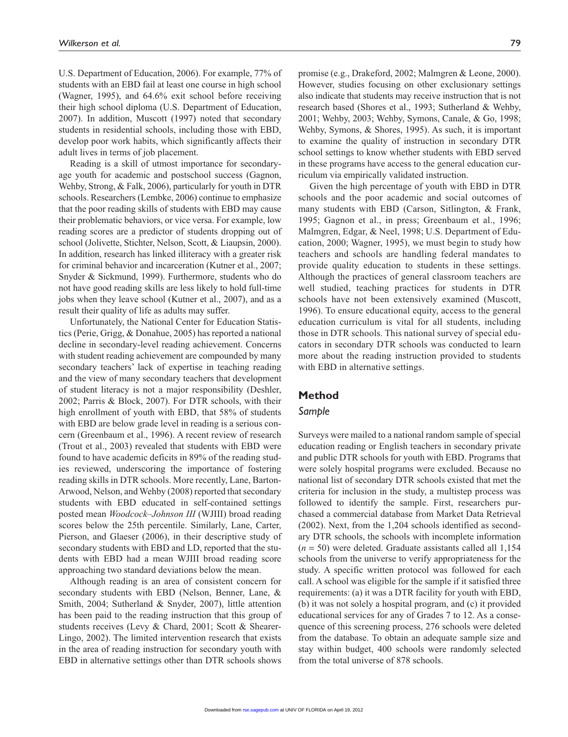U.S. Department of Education, 2006). For example, 77% of students with an EBD fail at least one course in high school (Wagner, 1995), and 64.6% exit school before receiving their high school diploma (U.S. Department of Education, 2007). In addition, Muscott (1997) noted that secondary students in residential schools, including those with EBD, develop poor work habits, which significantly affects their adult lives in terms of job placement.

Reading is a skill of utmost importance for secondary-age youth for academic and postschool success (Gagnon, Wehby, Strong, & Falk, 2006), particularly for youth in DTR schools. Researchers (Lembke, 2006) continue to emphasize that the poor reading skills of students with EBD may cause their problematic behaviors, or vice versa. For example, low reading scores are a predictor of students dropping out of school (Jolivette, Stichter, Nelson, Scott, & Liaupsin, 2000). In addition, research has linked illiteracy with a greater risk for criminal behavior and incarceration (Kutner et al., 2007; Snyder & Sickmund, 1999). Furthermore, students who do not have good reading skills are less likely to hold full-time jobs when they leave school (Kutner et al., 2007), and as a result their quality of life as adults may suffer.

Unfortunately, the National Center for Education Statistics (Perie, Grigg, & Donahue, 2005) has reported a national decline in secondary-level reading achievement. Concerns with student reading achievement are compounded by many secondary teachers' lack of expertise in teaching reading and the view of many secondary teachers that development of student literacy is not a major responsibility (Deshler, 2002; Parris & Block, 2007). For DTR schools, with their high enrollment of youth with EBD, that 58% of students with EBD are below grade level in reading is a serious concern (Greenbaum et al., 1996). A recent review of research (Trout et al., 2003) revealed that students with EBD were found to have academic deficits in 89% of the reading studies reviewed, underscoring the importance of fostering reading skills in DTR schools. More recently, Lane, Barton-Arwood, Nelson, and Wehby (2008) reported that secondary students with EBD educated in self-contained settings posted mean *Woodcock–Johnson III* (WJIII) broad reading scores below the 25th percentile. Similarly, Lane, Carter, Pierson, and Glaeser (2006), in their descriptive study of secondary students with EBD and LD, reported that the students with EBD had a mean WJIII broad reading score approaching two standard deviations below the mean.

Although reading is an area of consistent concern for secondary students with EBD (Nelson, Benner, Lane, & Smith, 2004; Sutherland & Snyder, 2007), little attention has been paid to the reading instruction that this group of students receives (Levy & Chard, 2001; Scott & Shearer-Lingo, 2002). The limited intervention research that exists in the area of reading instruction for secondary youth with EBD in alternative settings other than DTR schools shows promise (e.g., Drakeford, 2002; Malmgren & Leone, 2000). However, studies focusing on other exclusionary settings also indicate that students may receive instruction that is not research based (Shores et al., 1993; Sutherland & Wehby, 2001; Wehby, 2003; Wehby, Symons, Canale, & Go, 1998; Wehby, Symons, & Shores, 1995). As such, it is important to examine the quality of instruction in secondary DTR school settings to know whether students with EBD served in these programs have access to the general education curriculum via empirically validated instruction.

Given the high percentage of youth with EBD in DTR schools and the poor academic and social outcomes of many students with EBD (Carson, Sitlington, & Frank, 1995; Gagnon et al., in press; Greenbaum et al., 1996; Malmgren, Edgar, & Neel, 1998; U.S. Department of Education, 2000; Wagner, 1995), we must begin to study how teachers and schools are handling federal mandates to provide quality education to students in these settings. Although the practices of general classroom teachers are well studied, teaching practices for students in DTR schools have not been extensively examined (Muscott, 1996). To ensure educational equity, access to the general education curriculum is vital for all students, including those in DTR schools. This national survey of special educators in secondary DTR schools was conducted to learn more about the reading instruction provided to students with EBD in alternative settings.

## Method

### Sample

Surveys were mailed to a national random sample of special education reading or English teachers in secondary private and public DTR schools for youth with EBD. Programs that were solely hospital programs were excluded. Because no national list of secondary DTR schools existed that met the criteria for inclusion in the study, a multistep process was followed to identify the sample. First, researchers purchased a commercial database from Market Data Retrieval (2002). Next, from the 1,204 schools identified as secondary DTR schools, the schools with incomplete information ($n = 50$) were deleted. Graduate assistants called all 1,154 schools from the universe to verify appropriateness for the study. A specific written protocol was followed for each call. A school was eligible for the sample if it satisfied three requirements: (a) it was a DTR facility for youth with EBD, (b) it was not solely a hospital program, and (c) it provided educational services for any of Grades 7 to 12. As a consequence of this screening process, 276 schools were deleted from the database. To obtain an adequate sample size and stay within budget, 400 schools were randomly selected from the total universe of 878 schools.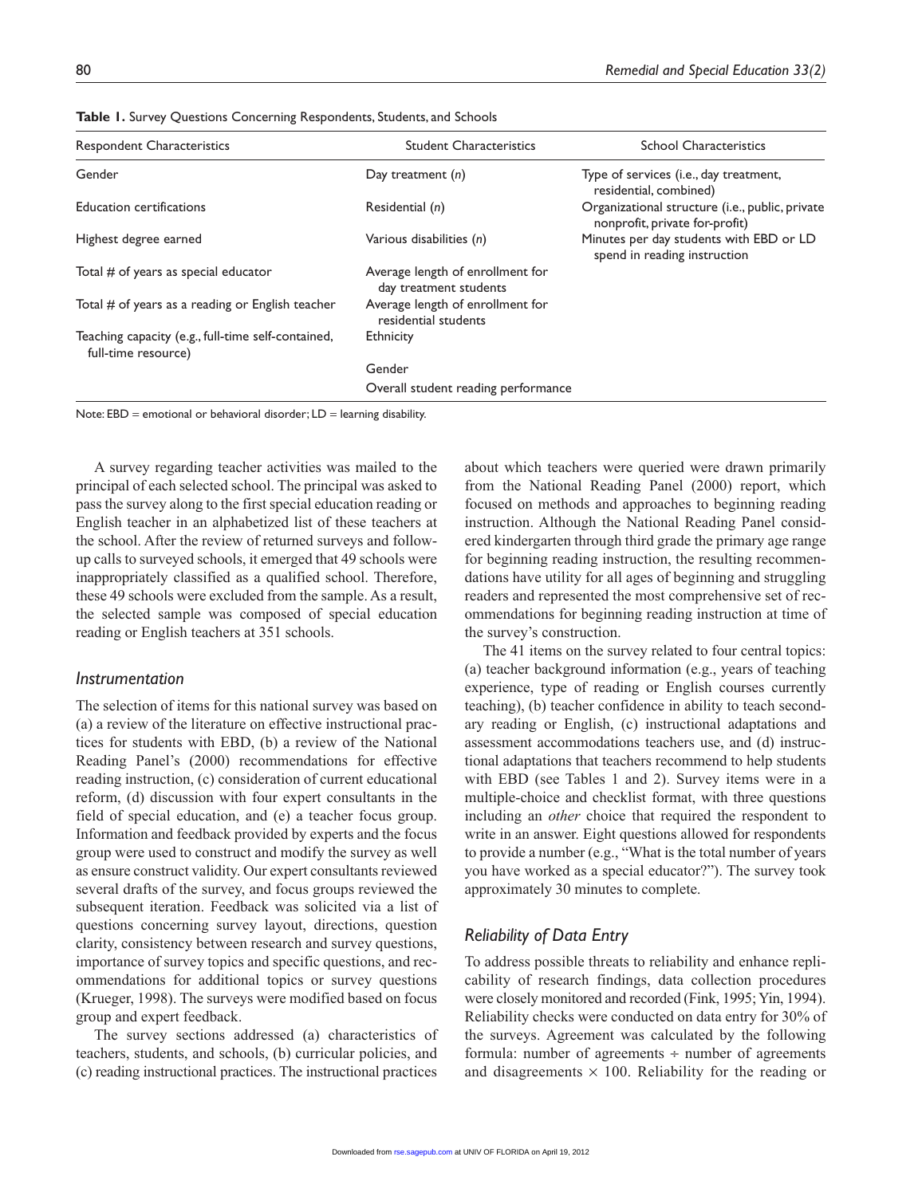**Table 1.** Survey Questions Concerning Respondents, Students, and Schools

| Respondent Characteristics | Student Characteristics | School Characteristics |
|---|---|---|
| Gender | Day treatment (*n*) | Type of services (i.e., day treatment, residential, combined) |
| Education certifications | Residential (*n*) | Organizational structure (i.e., public, private nonprofit, private for-profit) |
| Highest degree earned | Various disabilities (*n*) | Minutes per day students with EBD or LD spend in reading instruction |
| Total # of years as special educator | Average length of enrollment for day treatment students | |
| Total # of years as a reading or English teacher | Average length of enrollment for residential students | |
| Teaching capacity (e.g., full-time self-contained, full-time resource) | Ethnicity | |
| | Gender | |
| | Overall student reading performance | |

Note: EBD = emotional or behavioral disorder; LD = learning disability.

A survey regarding teacher activities was mailed to the principal of each selected school. The principal was asked to pass the survey along to the first special education reading or English teacher in an alphabetized list of these teachers at the school. After the review of returned surveys and follow-up calls to surveyed schools, it emerged that 49 schools were inappropriately classified as a qualified school. Therefore, these 49 schools were excluded from the sample. As a result, the selected sample was composed of special education reading or English teachers at 351 schools.

### *Instrumentation*

The selection of items for this national survey was based on (a) a review of the literature on effective instructional practices for students with EBD, (b) a review of the National Reading Panel's (2000) recommendations for effective reading instruction, (c) consideration of current educational reform, (d) discussion with four expert consultants in the field of special education, and (e) a teacher focus group. Information and feedback provided by experts and the focus group were used to construct and modify the survey as well as ensure construct validity. Our expert consultants reviewed several drafts of the survey, and focus groups reviewed the subsequent iteration. Feedback was solicited via a list of questions concerning survey layout, directions, question clarity, consistency between research and survey questions, importance of survey topics and specific questions, and recommendations for additional topics or survey questions (Krueger, 1998). The surveys were modified based on focus group and expert feedback.

The survey sections addressed (a) characteristics of teachers, students, and schools, (b) curricular policies, and (c) reading instructional practices. The instructional practices about which teachers were queried were drawn primarily from the National Reading Panel (2000) report, which focused on methods and approaches to beginning reading instruction. Although the National Reading Panel considered kindergarten through third grade the primary age range for beginning reading instruction, the resulting recommendations have utility for all ages of beginning and struggling readers and represented the most comprehensive set of recommendations for beginning reading instruction at time of the survey's construction.

The 41 items on the survey related to four central topics: (a) teacher background information (e.g., years of teaching experience, type of reading or English courses currently teaching), (b) teacher confidence in ability to teach secondary reading or English, (c) instructional adaptations and assessment accommodations teachers use, and (d) instructional adaptations that teachers recommend to help students with EBD (see Tables 1 and 2). Survey items were in a multiple-choice and checklist format, with three questions including an *other* choice that required the respondent to write in an answer. Eight questions allowed for respondents to provide a number (e.g., "What is the total number of years you have worked as a special educator?"). The survey took approximately 30 minutes to complete.

### *Reliability of Data Entry*

To address possible threats to reliability and enhance replicability of research findings, data collection procedures were closely monitored and recorded (Fink, 1995; Yin, 1994). Reliability checks were conducted on data entry for 30% of the surveys. Agreement was calculated by the following formula: number of agreements ÷ number of agreements and disagreements × 100. Reliability for the reading or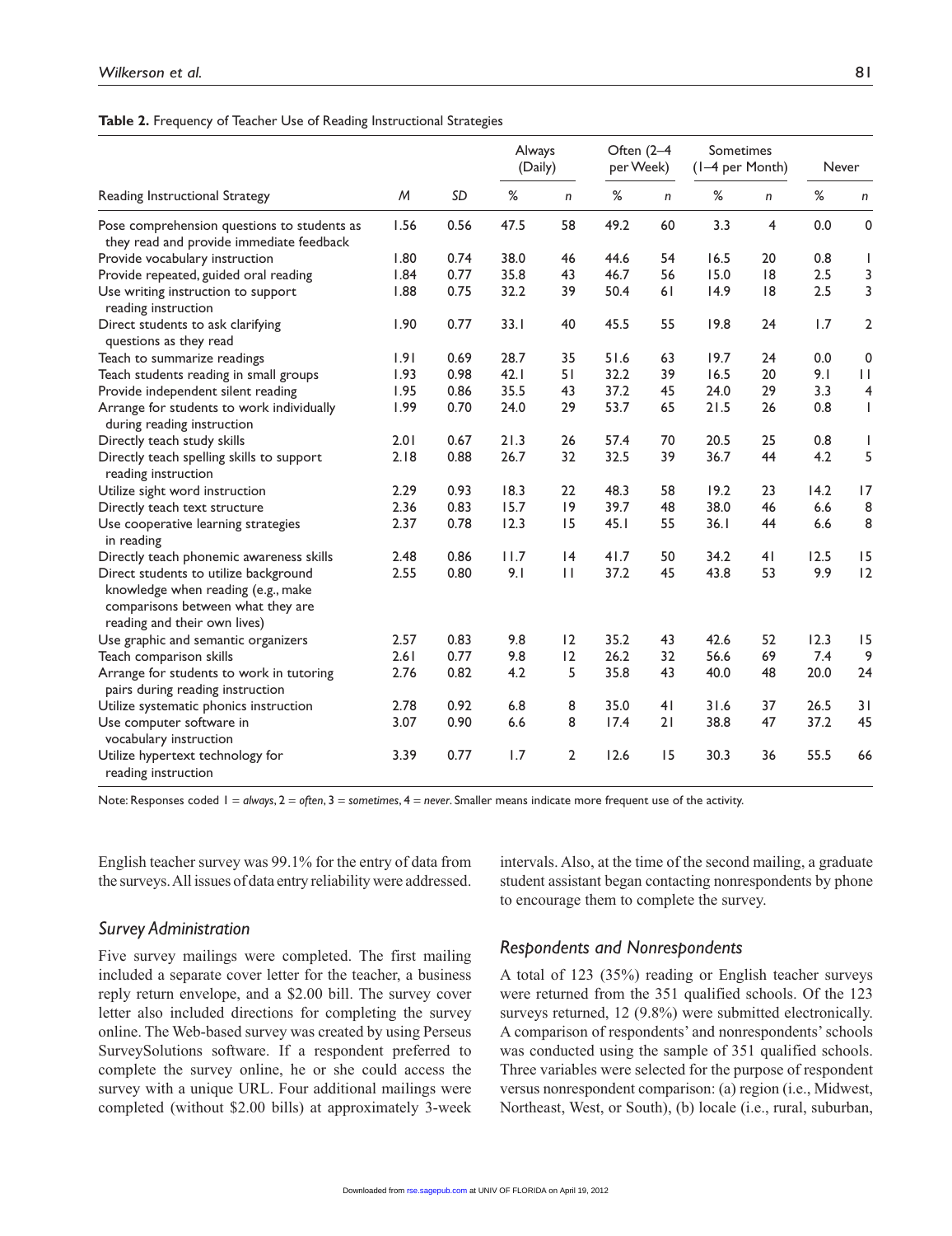**Table 2.** Frequency of Teacher Use of Reading Instructional Strategies

| Reading Instructional Strategy | *M* | *SD* | Always (Daily) | | Often (2–4 per Week) | | Sometimes (1–4 per Month) | | Never | |
|---|---|---|---|---|---|---|---|---|---|---|
| | | | % | *n* | % | *n* | % | *n* | % | *n* |
| Pose comprehension questions to students as they read and provide immediate feedback | 1.56 | 0.56 | 47.5 | 58 | 49.2 | 60 | 3.3 | 4 | 0.0 | 0 |
| Provide vocabulary instruction | 1.80 | 0.74 | 38.0 | 46 | 44.6 | 54 | 16.5 | 20 | 0.8 | 1 |
| Provide repeated, guided oral reading | 1.84 | 0.77 | 35.8 | 43 | 46.7 | 56 | 15.0 | 18 | 2.5 | 3 |
| Use writing instruction to support reading instruction | 1.88 | 0.75 | 32.2 | 39 | 50.4 | 61 | 14.9 | 18 | 2.5 | 3 |
| Direct students to ask clarifying questions as they read | 1.90 | 0.77 | 33.1 | 40 | 45.5 | 55 | 19.8 | 24 | 1.7 | 2 |
| Teach to summarize readings | 1.91 | 0.69 | 28.7 | 35 | 51.6 | 63 | 19.7 | 24 | 0.0 | 0 |
| Teach students reading in small groups | 1.93 | 0.98 | 42.1 | 51 | 32.2 | 39 | 16.5 | 20 | 9.1 | 11 |
| Provide independent silent reading | 1.95 | 0.86 | 35.5 | 43 | 37.2 | 45 | 24.0 | 29 | 3.3 | 4 |
| Arrange for students to work individually during reading instruction | 1.99 | 0.70 | 24.0 | 29 | 53.7 | 65 | 21.5 | 26 | 0.8 | 1 |
| Directly teach study skills | 2.01 | 0.67 | 21.3 | 26 | 57.4 | 70 | 20.5 | 25 | 0.8 | 1 |
| Directly teach spelling skills to support reading instruction | 2.18 | 0.88 | 26.7 | 32 | 32.5 | 39 | 36.7 | 44 | 4.2 | 5 |
| Utilize sight word instruction | 2.29 | 0.93 | 18.3 | 22 | 48.3 | 58 | 19.2 | 23 | 14.2 | 17 |
| Directly teach text structure | 2.36 | 0.83 | 15.7 | 19 | 39.7 | 48 | 38.0 | 46 | 6.6 | 8 |
| Use cooperative learning strategies in reading | 2.37 | 0.78 | 12.3 | 15 | 45.1 | 55 | 36.1 | 44 | 6.6 | 8 |
| Directly teach phonemic awareness skills | 2.48 | 0.86 | 11.7 | 14 | 41.7 | 50 | 34.2 | 41 | 12.5 | 15 |
| Direct students to utilize background knowledge when reading (e.g., make comparisons between what they are reading and their own lives) | 2.55 | 0.80 | 9.1 | 11 | 37.2 | 45 | 43.8 | 53 | 9.9 | 12 |
| Use graphic and semantic organizers | 2.57 | 0.83 | 9.8 | 12 | 35.2 | 43 | 42.6 | 52 | 12.3 | 15 |
| Teach comparison skills | 2.61 | 0.77 | 9.8 | 12 | 26.2 | 32 | 56.6 | 69 | 7.4 | 9 |
| Arrange for students to work in tutoring pairs during reading instruction | 2.76 | 0.82 | 4.2 | 5 | 35.8 | 43 | 40.0 | 48 | 20.0 | 24 |
| Utilize systematic phonics instruction | 2.78 | 0.92 | 6.8 | 8 | 35.0 | 41 | 31.6 | 37 | 26.5 | 31 |
| Use computer software in vocabulary instruction | 3.07 | 0.90 | 6.6 | 8 | 17.4 | 21 | 38.8 | 47 | 37.2 | 45 |
| Utilize hypertext technology for reading instruction | 3.39 | 0.77 | 1.7 | 2 | 12.6 | 15 | 30.3 | 36 | 55.5 | 66 |

Note: Responses coded 1 = *always*, 2 = *often*, 3 = *sometimes*, 4 = *never*. Smaller means indicate more frequent use of the activity.

English teacher survey was 99.1% for the entry of data from the surveys. All issues of data entry reliability were addressed.

### *Survey Administration*

Five survey mailings were completed. The first mailing included a separate cover letter for the teacher, a business reply return envelope, and a $2.00 bill. The survey cover letter also included directions for completing the survey online. The Web-based survey was created by using Perseus SurveySolutions software. If a respondent preferred to complete the survey online, he or she could access the survey with a unique URL. Four additional mailings were completed (without $2.00 bills) at approximately 3-week intervals. Also, at the time of the second mailing, a graduate student assistant began contacting nonrespondents by phone to encourage them to complete the survey.

### *Respondents and Nonrespondents*

A total of 123 (35%) reading or English teacher surveys were returned from the 351 qualified schools. Of the 123 surveys returned, 12 (9.8%) were submitted electronically. A comparison of respondents' and nonrespondents' schools was conducted using the sample of 351 qualified schools. Three variables were selected for the purpose of respondent versus nonrespondent comparison: (a) region (i.e., Midwest, Northeast, West, or South), (b) locale (i.e., rural, suburban,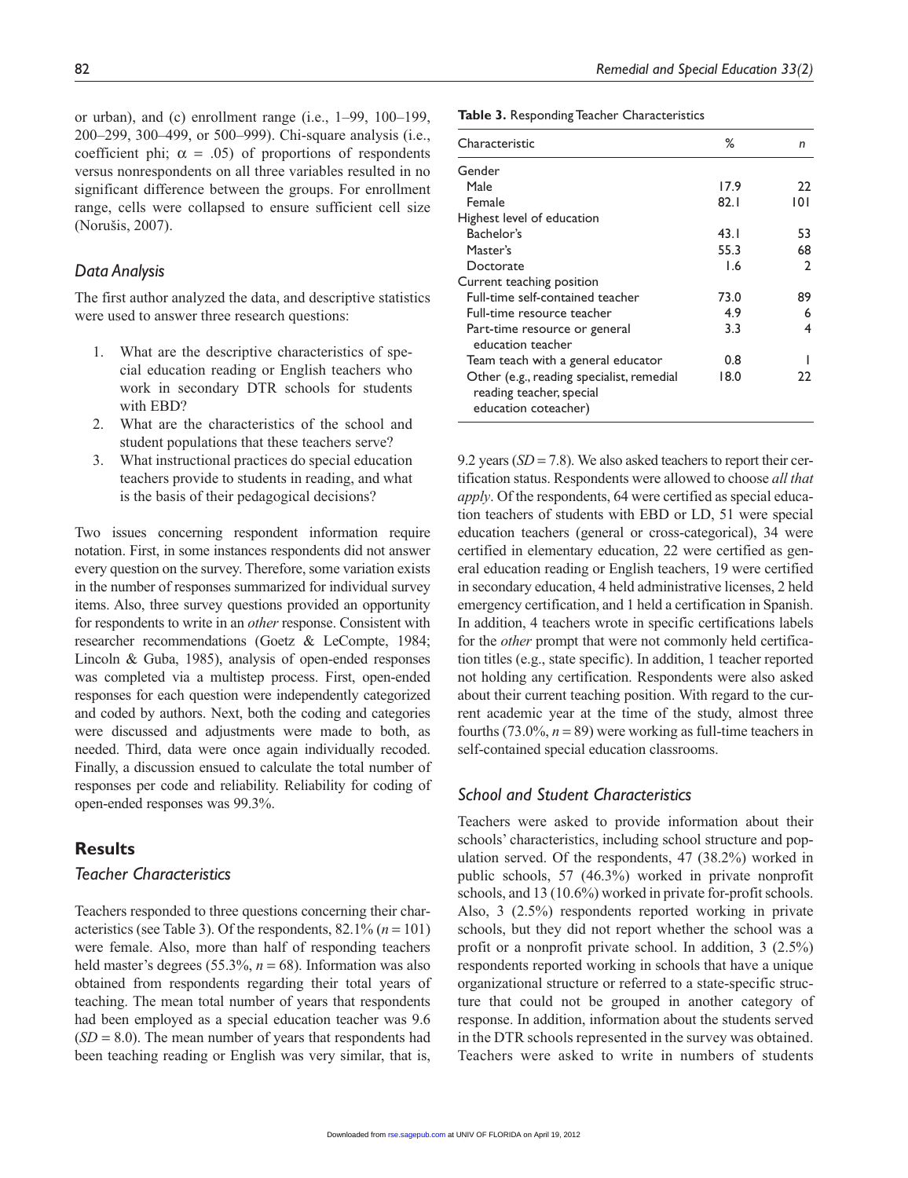or urban), and (c) enrollment range (i.e., 1–99, 100–199, 200–299, 300–499, or 500–999). Chi-square analysis (i.e., coefficient phi; $\alpha$ = .05) of proportions of respondents versus nonrespondents on all three variables resulted in no significant difference between the groups. For enrollment range, cells were collapsed to ensure sufficient cell size (Norušis, 2007).

### Data Analysis

The first author analyzed the data, and descriptive statistics were used to answer three research questions:

1. What are the descriptive characteristics of special education reading or English teachers who work in secondary DTR schools for students with EBD?
2. What are the characteristics of the school and student populations that these teachers serve?
3. What instructional practices do special education teachers provide to students in reading, and what is the basis of their pedagogical decisions?

Two issues concerning respondent information require notation. First, in some instances respondents did not answer every question on the survey. Therefore, some variation exists in the number of responses summarized for individual survey items. Also, three survey questions provided an opportunity for respondents to write in an *other* response. Consistent with researcher recommendations (Goetz & LeCompte, 1984; Lincoln & Guba, 1985), analysis of open-ended responses was completed via a multistep process. First, open-ended responses for each question were independently categorized and coded by authors. Next, both the coding and categories were discussed and adjustments were made to both, as needed. Third, data were once again individually recoded. Finally, a discussion ensued to calculate the total number of responses per code and reliability. Reliability for coding of open-ended responses was 99.3%.

## Results

### Teacher Characteristics

Teachers responded to three questions concerning their characteristics (see Table 3). Of the respondents, 82.1% ($n$ = 101) were female. Also, more than half of responding teachers held master's degrees (55.3%, $n$ = 68). Information was also obtained from respondents regarding their total years of teaching. The mean total number of years that respondents had been employed as a special education teacher was 9.6 ($SD$ = 8.0). The mean number of years that respondents had been teaching reading or English was very similar, that is, 9.2 years ($SD$ = 7.8). We also asked teachers to report their certification status. Respondents were allowed to choose *all that apply*. Of the respondents, 64 were certified as special education teachers of students with EBD or LD, 51 were special education teachers (general or cross-categorical), 34 were certified in elementary education, 22 were certified as general education reading or English teachers, 19 were certified in secondary education, 4 held administrative licenses, 2 held emergency certification, and 1 held a certification in Spanish. In addition, 4 teachers wrote in specific certifications labels for the *other* prompt that were not commonly held certification titles (e.g., state specific). In addition, 1 teacher reported not holding any certification. Respondents were also asked about their current teaching position. With regard to the current academic year at the time of the study, almost three fourths (73.0%, $n$ = 89) were working as full-time teachers in self-contained special education classrooms.

**Table 3.** Responding Teacher Characteristics

| Characteristic | % | $n$ |
|---|---|---|
| Gender | | |
| Male | 17.9 | 22 |
| Female | 82.1 | 101 |
| Highest level of education | | |
| Bachelor's | 43.1 | 53 |
| Master's | 55.3 | 68 |
| Doctorate | 1.6 | 2 |
| Current teaching position | | |
| Full-time self-contained teacher | 73.0 | 89 |
| Full-time resource teacher | 4.9 | 6 |
| Part-time resource or general education teacher | 3.3 | 4 |
| Team teach with a general educator | 0.8 | 1 |
| Other (e.g., reading specialist, remedial reading teacher, special education coteacher) | 18.0 | 22 |

### School and Student Characteristics

Teachers were asked to provide information about their schools' characteristics, including school structure and population served. Of the respondents, 47 (38.2%) worked in public schools, 57 (46.3%) worked in private nonprofit schools, and 13 (10.6%) worked in private for-profit schools. Also, 3 (2.5%) respondents reported working in private schools, but they did not report whether the school was a profit or a nonprofit private school. In addition, 3 (2.5%) respondents reported working in schools that have a unique organizational structure or referred to a state-specific structure that could not be grouped in another category of response. In addition, information about the students served in the DTR schools represented in the survey was obtained. Teachers were asked to write in numbers of students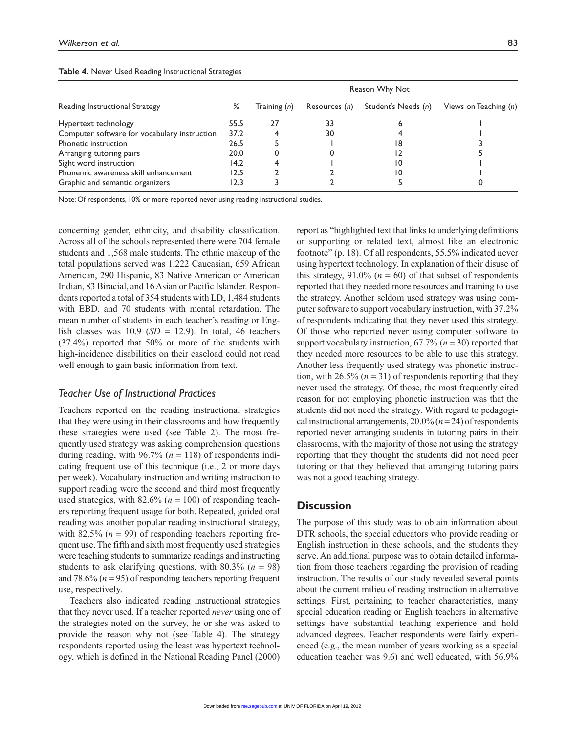**Table 4.** Never Used Reading Instructional Strategies

| Reading Instructional Strategy | % | Reason Why Not | | | |
|---|---|---|---|---|---|
| | | Training (*n*) | Resources (*n*) | Student's Needs (*n*) | Views on Teaching (*n*) |
| Hypertext technology | 55.5 | 27 | 33 | 6 | 1 |
| Computer software for vocabulary instruction | 37.2 | 4 | 30 | 4 | 1 |
| Phonetic instruction | 26.5 | 5 | 1 | 18 | 3 |
| Arranging tutoring pairs | 20.0 | 0 | 0 | 12 | 5 |
| Sight word instruction | 14.2 | 4 | 1 | 10 | 1 |
| Phonemic awareness skill enhancement | 12.5 | 2 | 2 | 10 | 1 |
| Graphic and semantic organizers | 12.3 | 3 | 2 | 5 | 0 |

Note: Of respondents, 10% or more reported never using reading instructional studies.

concerning gender, ethnicity, and disability classification. Across all of the schools represented there were 704 female students and 1,568 male students. The ethnic makeup of the total populations served was 1,222 Caucasian, 659 African American, 290 Hispanic, 83 Native American or American Indian, 83 Biracial, and 16 Asian or Pacific Islander. Respondents reported a total of 354 students with LD, 1,484 students with EBD, and 70 students with mental retardation. The mean number of students in each teacher's reading or English classes was 10.9 ($SD$ = 12.9). In total, 46 teachers (37.4%) reported that 50% or more of the students with high-incidence disabilities on their caseload could not read well enough to gain basic information from text.

### *Teacher Use of Instructional Practices*

Teachers reported on the reading instructional strategies that they were using in their classrooms and how frequently these strategies were used (see Table 2). The most frequently used strategy was asking comprehension questions during reading, with 96.7% ($n$ = 118) of respondents indicating frequent use of this technique (i.e., 2 or more days per week). Vocabulary instruction and writing instruction to support reading were the second and third most frequently used strategies, with 82.6% ($n$ = 100) of responding teachers reporting frequent usage for both. Repeated, guided oral reading was another popular reading instructional strategy, with 82.5% ($n$ = 99) of responding teachers reporting frequent use. The fifth and sixth most frequently used strategies were teaching students to summarize readings and instructing students to ask clarifying questions, with 80.3% ($n$ = 98) and 78.6% ($n$ = 95) of responding teachers reporting frequent use, respectively.

Teachers also indicated reading instructional strategies that they never used. If a teacher reported *never* using one of the strategies noted on the survey, he or she was asked to provide the reason why not (see Table 4). The strategy respondents reported using the least was hypertext technology, which is defined in the National Reading Panel (2000) report as "highlighted text that links to underlying definitions or supporting or related text, almost like an electronic footnote" (p. 18). Of all respondents, 55.5% indicated never using hypertext technology. In explanation of their disuse of this strategy, 91.0% ($n$ = 60) of that subset of respondents reported that they needed more resources and training to use the strategy. Another seldom used strategy was using computer software to support vocabulary instruction, with 37.2% of respondents indicating that they never used this strategy. Of those who reported never using computer software to support vocabulary instruction, 67.7% ($n$ = 30) reported that they needed more resources to be able to use this strategy. Another less frequently used strategy was phonetic instruction, with 26.5% ($n$ = 31) of respondents reporting that they never used the strategy. Of those, the most frequently cited reason for not employing phonetic instruction was that the students did not need the strategy. With regard to pedagogical instructional arrangements, 20.0% ($n$ = 24) of respondents reported never arranging students in tutoring pairs in their classrooms, with the majority of those not using the strategy reporting that they thought the students did not need peer tutoring or that they believed that arranging tutoring pairs was not a good teaching strategy.

## Discussion

The purpose of this study was to obtain information about DTR schools, the special educators who provide reading or English instruction in these schools, and the students they serve. An additional purpose was to obtain detailed information from those teachers regarding the provision of reading instruction. The results of our study revealed several points about the current milieu of reading instruction in alternative settings. First, pertaining to teacher characteristics, many special education reading or English teachers in alternative settings have substantial teaching experience and hold advanced degrees. Teacher respondents were fairly experienced (e.g., the mean number of years working as a special education teacher was 9.6) and well educated, with 56.9%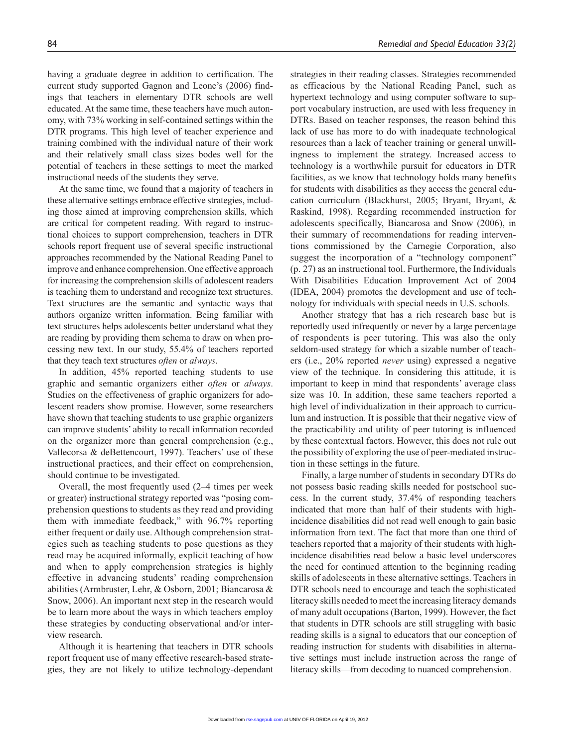having a graduate degree in addition to certification. The current study supported Gagnon and Leone's (2006) findings that teachers in elementary DTR schools are well educated. At the same time, these teachers have much autonomy, with 73% working in self-contained settings within the DTR programs. This high level of teacher experience and training combined with the individual nature of their work and their relatively small class sizes bodes well for the potential of teachers in these settings to meet the marked instructional needs of the students they serve.

At the same time, we found that a majority of teachers in these alternative settings embrace effective strategies, including those aimed at improving comprehension skills, which are critical for competent reading. With regard to instructional choices to support comprehension, teachers in DTR schools report frequent use of several specific instructional approaches recommended by the National Reading Panel to improve and enhance comprehension. One effective approach for increasing the comprehension skills of adolescent readers is teaching them to understand and recognize text structures. Text structures are the semantic and syntactic ways that authors organize written information. Being familiar with text structures helps adolescents better understand what they are reading by providing them schema to draw on when processing new text. In our study, 55.4% of teachers reported that they teach text structures *often* or *always*.

In addition, 45% reported teaching students to use graphic and semantic organizers either *often* or *always*. Studies on the effectiveness of graphic organizers for adolescent readers show promise. However, some researchers have shown that teaching students to use graphic organizers can improve students' ability to recall information recorded on the organizer more than general comprehension (e.g., Vallecorsa & deBettencourt, 1997). Teachers' use of these instructional practices, and their effect on comprehension, should continue to be investigated.

Overall, the most frequently used (2–4 times per week or greater) instructional strategy reported was "posing comprehension questions to students as they read and providing them with immediate feedback," with 96.7% reporting either frequent or daily use. Although comprehension strategies such as teaching students to pose questions as they read may be acquired informally, explicit teaching of how and when to apply comprehension strategies is highly effective in advancing students' reading comprehension abilities (Armbruster, Lehr, & Osborn, 2001; Biancarosa & Snow, 2006). An important next step in the research would be to learn more about the ways in which teachers employ these strategies by conducting observational and/or interview research.

Although it is heartening that teachers in DTR schools report frequent use of many effective research-based strategies, they are not likely to utilize technology-dependant strategies in their reading classes. Strategies recommended as efficacious by the National Reading Panel, such as hypertext technology and using computer software to support vocabulary instruction, are used with less frequency in DTRs. Based on teacher responses, the reason behind this lack of use has more to do with inadequate technological resources than a lack of teacher training or general unwillingness to implement the strategy. Increased access to technology is a worthwhile pursuit for educators in DTR facilities, as we know that technology holds many benefits for students with disabilities as they access the general education curriculum (Blackhurst, 2005; Bryant, Bryant, & Raskind, 1998). Regarding recommended instruction for adolescents specifically, Biancarosa and Snow (2006), in their summary of recommendations for reading interventions commissioned by the Carnegie Corporation, also suggest the incorporation of a "technology component" (p. 27) as an instructional tool. Furthermore, the Individuals With Disabilities Education Improvement Act of 2004 (IDEA, 2004) promotes the development and use of technology for individuals with special needs in U.S. schools.

Another strategy that has a rich research base but is reportedly used infrequently or never by a large percentage of respondents is peer tutoring. This was also the only seldom-used strategy for which a sizable number of teachers (i.e., 20% reported *never* using) expressed a negative view of the technique. In considering this attitude, it is important to keep in mind that respondents' average class size was 10. In addition, these same teachers reported a high level of individualization in their approach to curriculum and instruction. It is possible that their negative view of the practicability and utility of peer tutoring is influenced by these contextual factors. However, this does not rule out the possibility of exploring the use of peer-mediated instruction in these settings in the future.

Finally, a large number of students in secondary DTRs do not possess basic reading skills needed for postschool success. In the current study, 37.4% of responding teachers indicated that more than half of their students with high-incidence disabilities did not read well enough to gain basic information from text. The fact that more than one third of teachers reported that a majority of their students with high-incidence disabilities read below a basic level underscores the need for continued attention to the beginning reading skills of adolescents in these alternative settings. Teachers in DTR schools need to encourage and teach the sophisticated literacy skills needed to meet the increasing literacy demands of many adult occupations (Barton, 1999). However, the fact that students in DTR schools are still struggling with basic reading skills is a signal to educators that our conception of reading instruction for students with disabilities in alternative settings must include instruction across the range of literacy skills—from decoding to nuanced comprehension.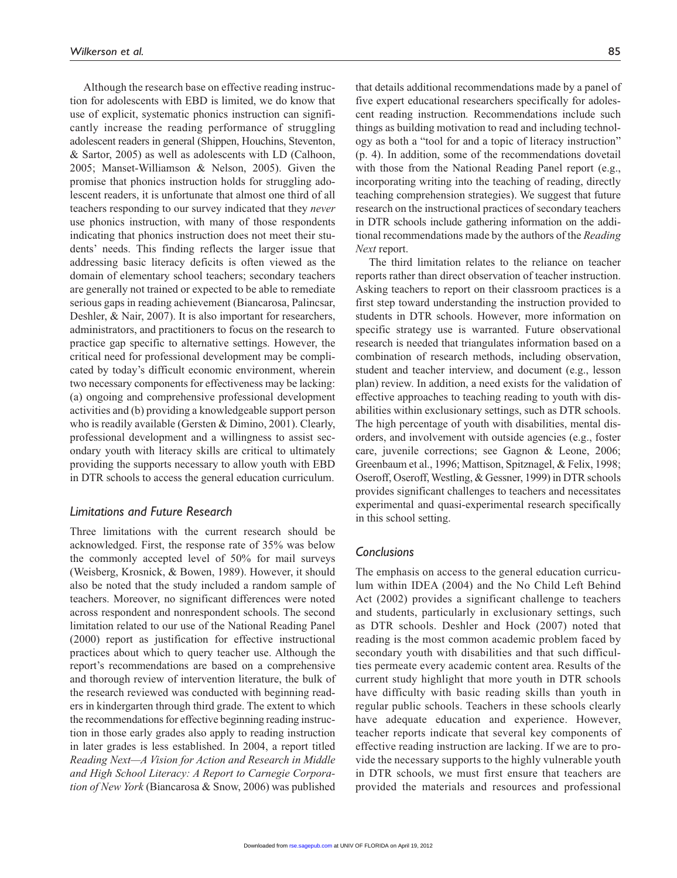Although the research base on effective reading instruction for adolescents with EBD is limited, we do know that use of explicit, systematic phonics instruction can significantly increase the reading performance of struggling adolescent readers in general (Shippen, Houchins, Steventon, & Sartor, 2005) as well as adolescents with LD (Calhoon, 2005; Manset-Williamson & Nelson, 2005). Given the promise that phonics instruction holds for struggling adolescent readers, it is unfortunate that almost one third of all teachers responding to our survey indicated that they *never* use phonics instruction, with many of those respondents indicating that phonics instruction does not meet their students' needs. This finding reflects the larger issue that addressing basic literacy deficits is often viewed as the domain of elementary school teachers; secondary teachers are generally not trained or expected to be able to remediate serious gaps in reading achievement (Biancarosa, Palincsar, Deshler, & Nair, 2007). It is also important for researchers, administrators, and practitioners to focus on the research to practice gap specific to alternative settings. However, the critical need for professional development may be complicated by today's difficult economic environment, wherein two necessary components for effectiveness may be lacking: (a) ongoing and comprehensive professional development activities and (b) providing a knowledgeable support person who is readily available (Gersten & Dimino, 2001). Clearly, professional development and a willingness to assist secondary youth with literacy skills are critical to ultimately providing the supports necessary to allow youth with EBD in DTR schools to access the general education curriculum.

## Limitations and Future Research

Three limitations with the current research should be acknowledged. First, the response rate of 35% was below the commonly accepted level of 50% for mail surveys (Weisberg, Krosnick, & Bowen, 1989). However, it should also be noted that the study included a random sample of teachers. Moreover, no significant differences were noted across respondent and nonrespondent schools. The second limitation related to our use of the National Reading Panel (2000) report as justification for effective instructional practices about which to query teacher use. Although the report's recommendations are based on a comprehensive and thorough review of intervention literature, the bulk of the research reviewed was conducted with beginning readers in kindergarten through third grade. The extent to which the recommendations for effective beginning reading instruction in those early grades also apply to reading instruction in later grades is less established. In 2004, a report titled *Reading Next—A Vision for Action and Research in Middle and High School Literacy: A Report to Carnegie Corporation of New York* (Biancarosa & Snow, 2006) was published that details additional recommendations made by a panel of five expert educational researchers specifically for adolescent reading instruction. Recommendations include such things as building motivation to read and including technology as both a "tool for and a topic of literacy instruction" (p. 4). In addition, some of the recommendations dovetail with those from the National Reading Panel report (e.g., incorporating writing into the teaching of reading, directly teaching comprehension strategies). We suggest that future research on the instructional practices of secondary teachers in DTR schools include gathering information on the additional recommendations made by the authors of the *Reading Next* report.

The third limitation relates to the reliance on teacher reports rather than direct observation of teacher instruction. Asking teachers to report on their classroom practices is a first step toward understanding the instruction provided to students in DTR schools. However, more information on specific strategy use is warranted. Future observational research is needed that triangulates information based on a combination of research methods, including observation, student and teacher interview, and document (e.g., lesson plan) review. In addition, a need exists for the validation of effective approaches to teaching reading to youth with disabilities within exclusionary settings, such as DTR schools. The high percentage of youth with disabilities, mental disorders, and involvement with outside agencies (e.g., foster care, juvenile corrections; see Gagnon & Leone, 2006; Greenbaum et al., 1996; Mattison, Spitznagel, & Felix, 1998; Oseroff, Oseroff, Westling, & Gessner, 1999) in DTR schools provides significant challenges to teachers and necessitates experimental and quasi-experimental research specifically in this school setting.

## Conclusions

The emphasis on access to the general education curriculum within IDEA (2004) and the No Child Left Behind Act (2002) provides a significant challenge to teachers and students, particularly in exclusionary settings, such as DTR schools. Deshler and Hock (2007) noted that reading is the most common academic problem faced by secondary youth with disabilities and that such difficulties permeate every academic content area. Results of the current study highlight that more youth in DTR schools have difficulty with basic reading skills than youth in regular public schools. Teachers in these schools clearly have adequate education and experience. However, teacher reports indicate that several key components of effective reading instruction are lacking. If we are to provide the necessary supports to the highly vulnerable youth in DTR schools, we must first ensure that teachers are provided the materials and resources and professional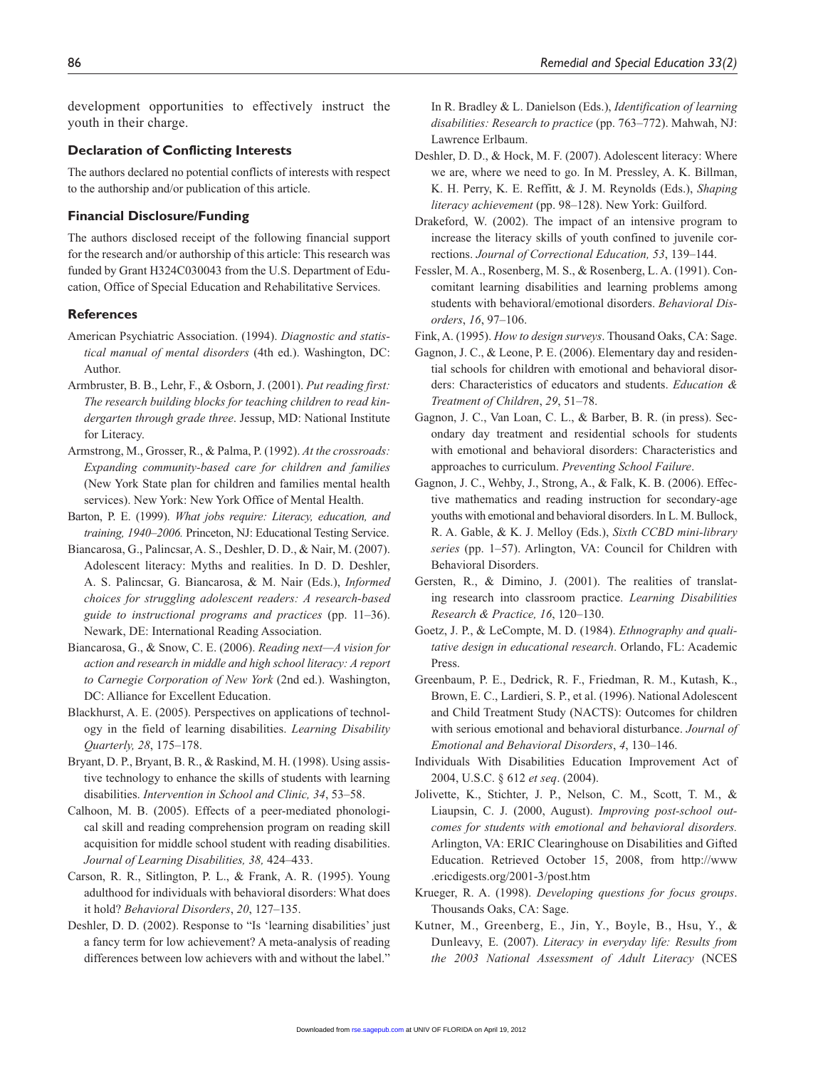development opportunities to effectively instruct the youth in their charge.

### Declaration of Conflicting Interests

The authors declared no potential conflicts of interests with respect to the authorship and/or publication of this article.

### Financial Disclosure/Funding

The authors disclosed receipt of the following financial support for the research and/or authorship of this article: This research was funded by Grant H324C030043 from the U.S. Department of Education, Office of Special Education and Rehabilitative Services.

### References

American Psychiatric Association. (1994). *Diagnostic and statistical manual of mental disorders* (4th ed.). Washington, DC: Author.

Armbruster, B. B., Lehr, F., & Osborn, J. (2001). *Put reading first: The research building blocks for teaching children to read kindergarten through grade three*. Jessup, MD: National Institute for Literacy.

Armstrong, M., Grosser, R., & Palma, P. (1992). *At the crossroads: Expanding community-based care for children and families* (New York State plan for children and families mental health services). New York: New York Office of Mental Health.

Barton, P. E. (1999). *What jobs require: Literacy, education, and training, 1940–2006.* Princeton, NJ: Educational Testing Service.

Biancarosa, G., Palincsar, A. S., Deshler, D. D., & Nair, M. (2007). Adolescent literacy: Myths and realities. In D. D. Deshler, A. S. Palincsar, G. Biancarosa, & M. Nair (Eds.), *Informed choices for struggling adolescent readers: A research-based guide to instructional programs and practices* (pp. 11–36). Newark, DE: International Reading Association.

Biancarosa, G., & Snow, C. E. (2006). *Reading next—A vision for action and research in middle and high school literacy: A report to Carnegie Corporation of New York* (2nd ed.). Washington, DC: Alliance for Excellent Education.

Blackhurst, A. E. (2005). Perspectives on applications of technology in the field of learning disabilities. *Learning Disability Quarterly, 28*, 175–178.

Bryant, D. P., Bryant, B. R., & Raskind, M. H. (1998). Using assistive technology to enhance the skills of students with learning disabilities. *Intervention in School and Clinic, 34*, 53–58.

Calhoon, M. B. (2005). Effects of a peer-mediated phonological skill and reading comprehension program on reading skill acquisition for middle school student with reading disabilities. *Journal of Learning Disabilities, 38,* 424–433.

Carson, R. R., Sitlington, P. L., & Frank, A. R. (1995). Young adulthood for individuals with behavioral disorders: What does it hold? *Behavioral Disorders*, *20*, 127–135.

Deshler, D. D. (2002). Response to "Is 'learning disabilities' just a fancy term for low achievement? A meta-analysis of reading differences between low achievers with and without the label." In R. Bradley & L. Danielson (Eds.), *Identification of learning disabilities: Research to practice* (pp. 763–772). Mahwah, NJ: Lawrence Erlbaum.

Deshler, D. D., & Hock, M. F. (2007). Adolescent literacy: Where we are, where we need to go. In M. Pressley, A. K. Billman, K. H. Perry, K. E. Reffitt, & J. M. Reynolds (Eds.), *Shaping literacy achievement* (pp. 98–128). New York: Guilford.

Drakeford, W. (2002). The impact of an intensive program to increase the literacy skills of youth confined to juvenile corrections. *Journal of Correctional Education, 53*, 139–144.

Fessler, M. A., Rosenberg, M. S., & Rosenberg, L. A. (1991). Concomitant learning disabilities and learning problems among students with behavioral/emotional disorders. *Behavioral Disorders*, *16*, 97–106.

Fink, A. (1995). *How to design surveys*. Thousand Oaks, CA: Sage.

Gagnon, J. C., & Leone, P. E. (2006). Elementary day and residential schools for children with emotional and behavioral disorders: Characteristics of educators and students. *Education & Treatment of Children*, *29*, 51–78.

Gagnon, J. C., Van Loan, C. L., & Barber, B. R. (in press). Secondary day treatment and residential schools for students with emotional and behavioral disorders: Characteristics and approaches to curriculum. *Preventing School Failure*.

Gagnon, J. C., Wehby, J., Strong, A., & Falk, K. B. (2006). Effective mathematics and reading instruction for secondary-age youths with emotional and behavioral disorders. In L. M. Bullock, R. A. Gable, & K. J. Melloy (Eds.), *Sixth CCBD mini-library series* (pp. 1–57). Arlington, VA: Council for Children with Behavioral Disorders.

Gersten, R., & Dimino, J. (2001). The realities of translating research into classroom practice. *Learning Disabilities Research & Practice, 16*, 120–130.

Goetz, J. P., & LeCompte, M. D. (1984). *Ethnography and qualitative design in educational research*. Orlando, FL: Academic Press.

Greenbaum, P. E., Dedrick, R. F., Friedman, R. M., Kutash, K., Brown, E. C., Lardieri, S. P., et al. (1996). National Adolescent and Child Treatment Study (NACTS): Outcomes for children with serious emotional and behavioral disturbance. *Journal of Emotional and Behavioral Disorders*, *4*, 130–146.

Individuals With Disabilities Education Improvement Act of 2004, U.S.C. § 612 *et seq*. (2004).

Jolivette, K., Stichter, J. P., Nelson, C. M., Scott, T. M., & Liaupsin, C. J. (2000, August). *Improving post-school outcomes for students with emotional and behavioral disorders.* Arlington, VA: ERIC Clearinghouse on Disabilities and Gifted Education. Retrieved October 15, 2008, from http://www.ericdigests.org/2001-3/post.htm

Krueger, R. A. (1998). *Developing questions for focus groups*. Thousands Oaks, CA: Sage.

Kutner, M., Greenberg, E., Jin, Y., Boyle, B., Hsu, Y., & Dunleavy, E. (2007). *Literacy in everyday life: Results from the 2003 National Assessment of Adult Literacy* (NCES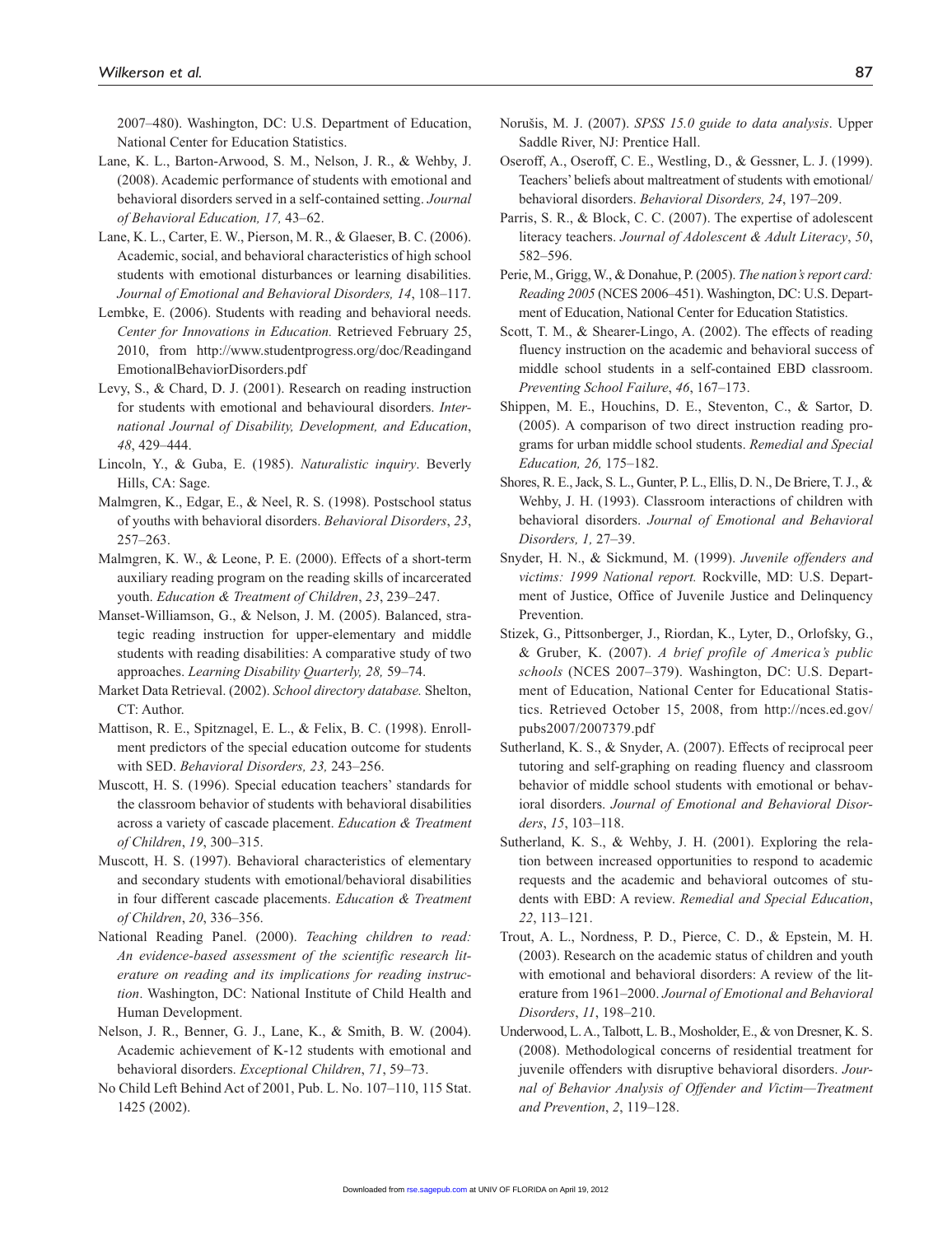2007–480). Washington, DC: U.S. Department of Education, National Center for Education Statistics.

Lane, K. L., Barton-Arwood, S. M., Nelson, J. R., & Wehby, J. (2008). Academic performance of students with emotional and behavioral disorders served in a self-contained setting. *Journal of Behavioral Education, 17,* 43–62.

Lane, K. L., Carter, E. W., Pierson, M. R., & Glaeser, B. C. (2006). Academic, social, and behavioral characteristics of high school students with emotional disturbances or learning disabilities. *Journal of Emotional and Behavioral Disorders, 14*, 108–117.

Lembke, E. (2006). Students with reading and behavioral needs. *Center for Innovations in Education.* Retrieved February 25, 2010, from http://www.studentprogress.org/doc/ReadingandEmotionalBehaviorDisorders.pdf

Levy, S., & Chard, D. J. (2001). Research on reading instruction for students with emotional and behavioural disorders. *International Journal of Disability, Development, and Education*, *48*, 429–444.

Lincoln, Y., & Guba, E. (1985). *Naturalistic inquiry*. Beverly Hills, CA: Sage.

Malmgren, K., Edgar, E., & Neel, R. S. (1998). Postschool status of youths with behavioral disorders. *Behavioral Disorders*, *23*, 257–263.

Malmgren, K. W., & Leone, P. E. (2000). Effects of a short-term auxiliary reading program on the reading skills of incarcerated youth. *Education & Treatment of Children*, *23*, 239–247.

Manset-Williamson, G., & Nelson, J. M. (2005). Balanced, strategic reading instruction for upper-elementary and middle students with reading disabilities: A comparative study of two approaches. *Learning Disability Quarterly, 28,* 59–74.

Market Data Retrieval. (2002). *School directory database.* Shelton, CT: Author.

Mattison, R. E., Spitznagel, E. L., & Felix, B. C. (1998). Enrollment predictors of the special education outcome for students with SED. *Behavioral Disorders, 23,* 243–256.

Muscott, H. S. (1996). Special education teachers' standards for the classroom behavior of students with behavioral disabilities across a variety of cascade placement. *Education & Treatment of Children*, *19*, 300–315.

Muscott, H. S. (1997). Behavioral characteristics of elementary and secondary students with emotional/behavioral disabilities in four different cascade placements. *Education & Treatment of Children*, *20*, 336–356.

National Reading Panel. (2000). *Teaching children to read: An evidence-based assessment of the scientific research literature on reading and its implications for reading instruction*. Washington, DC: National Institute of Child Health and Human Development.

Nelson, J. R., Benner, G. J., Lane, K., & Smith, B. W. (2004). Academic achievement of K-12 students with emotional and behavioral disorders. *Exceptional Children*, *71*, 59–73.

No Child Left Behind Act of 2001, Pub. L. No. 107–110, 115 Stat. 1425 (2002).

Norušis, M. J. (2007). *SPSS 15.0 guide to data analysis*. Upper Saddle River, NJ: Prentice Hall.

Oseroff, A., Oseroff, C. E., Westling, D., & Gessner, L. J. (1999). Teachers' beliefs about maltreatment of students with emotional/behavioral disorders. *Behavioral Disorders, 24*, 197–209.

Parris, S. R., & Block, C. C. (2007). The expertise of adolescent literacy teachers. *Journal of Adolescent & Adult Literacy*, *50*, 582–596.

Perie, M., Grigg, W., & Donahue, P. (2005). *The nation's report card: Reading 2005* (NCES 2006–451). Washington, DC: U.S. Department of Education, National Center for Education Statistics.

Scott, T. M., & Shearer-Lingo, A. (2002). The effects of reading fluency instruction on the academic and behavioral success of middle school students in a self-contained EBD classroom. *Preventing School Failure*, *46*, 167–173.

Shippen, M. E., Houchins, D. E., Steventon, C., & Sartor, D. (2005). A comparison of two direct instruction reading programs for urban middle school students. *Remedial and Special Education, 26,* 175–182.

Shores, R. E., Jack, S. L., Gunter, P. L., Ellis, D. N., De Briere, T. J., & Wehby, J. H. (1993). Classroom interactions of children with behavioral disorders. *Journal of Emotional and Behavioral Disorders, 1,* 27–39.

Snyder, H. N., & Sickmund, M. (1999). *Juvenile offenders and victims: 1999 National report.* Rockville, MD: U.S. Department of Justice, Office of Juvenile Justice and Delinquency Prevention.

Stizek, G., Pittsonberger, J., Riordan, K., Lyter, D., Orlofsky, G., & Gruber, K. (2007). *A brief profile of America's public schools* (NCES 2007–379). Washington, DC: U.S. Department of Education, National Center for Educational Statistics. Retrieved October 15, 2008, from http://nces.ed.gov/pubs2007/2007379.pdf

Sutherland, K. S., & Snyder, A. (2007). Effects of reciprocal peer tutoring and self-graphing on reading fluency and classroom behavior of middle school students with emotional or behavioral disorders. *Journal of Emotional and Behavioral Disorders*, *15*, 103–118.

Sutherland, K. S., & Wehby, J. H. (2001). Exploring the relation between increased opportunities to respond to academic requests and the academic and behavioral outcomes of students with EBD: A review. *Remedial and Special Education*, *22*, 113–121.

Trout, A. L., Nordness, P. D., Pierce, C. D., & Epstein, M. H. (2003). Research on the academic status of children and youth with emotional and behavioral disorders: A review of the literature from 1961–2000. *Journal of Emotional and Behavioral Disorders*, *11*, 198–210.

Underwood, L. A., Talbott, L. B., Mosholder, E., & von Dresner, K. S. (2008). Methodological concerns of residential treatment for juvenile offenders with disruptive behavioral disorders. *Journal of Behavior Analysis of Offender and Victim—Treatment and Prevention*, *2*, 119–128.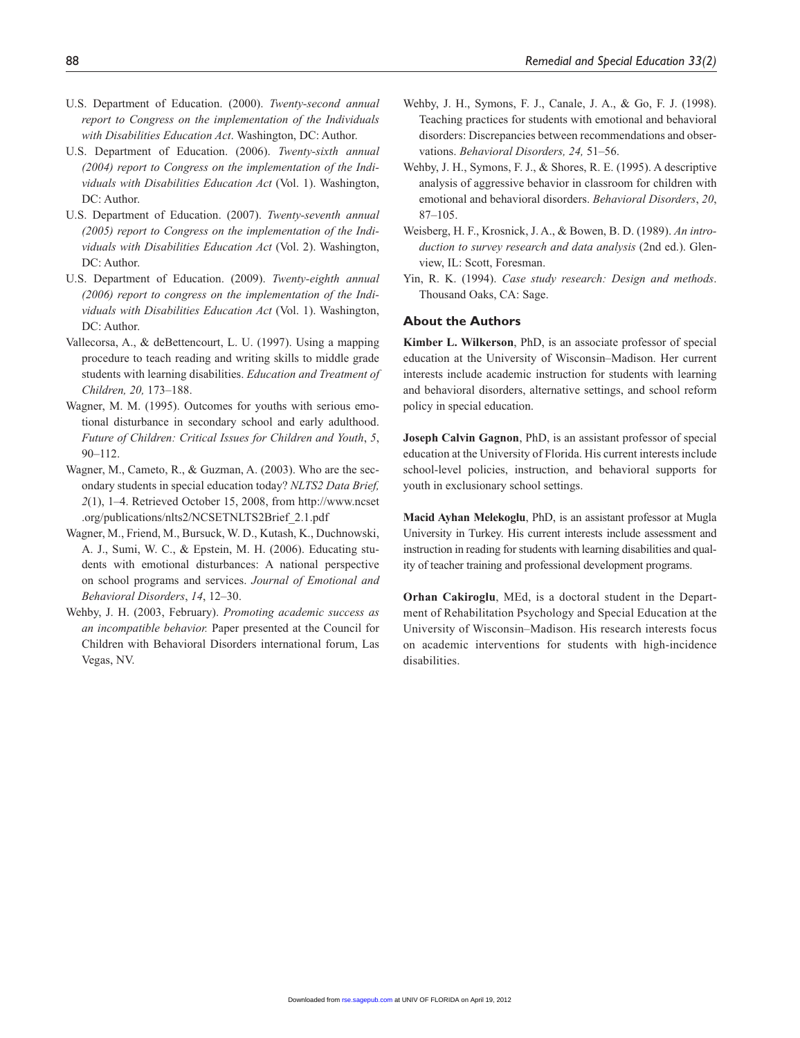U.S. Department of Education. (2000). *Twenty-second annual report to Congress on the implementation of the Individuals with Disabilities Education Act*. Washington, DC: Author.

U.S. Department of Education. (2006). *Twenty-sixth annual (2004) report to Congress on the implementation of the Individuals with Disabilities Education Act* (Vol. 1). Washington, DC: Author.

U.S. Department of Education. (2007). *Twenty-seventh annual (2005) report to Congress on the implementation of the Individuals with Disabilities Education Act* (Vol. 2). Washington, DC: Author.

U.S. Department of Education. (2009). *Twenty-eighth annual (2006) report to congress on the implementation of the Individuals with Disabilities Education Act* (Vol. 1). Washington, DC: Author.

Vallecorsa, A., & deBettencourt, L. U. (1997). Using a mapping procedure to teach reading and writing skills to middle grade students with learning disabilities. *Education and Treatment of Children, 20,* 173–188.

Wagner, M. M. (1995). Outcomes for youths with serious emotional disturbance in secondary school and early adulthood. *Future of Children: Critical Issues for Children and Youth*, *5*, 90–112.

Wagner, M., Cameto, R., & Guzman, A. (2003). Who are the secondary students in special education today? *NLTS2 Data Brief, 2*(1), 1–4. Retrieved October 15, 2008, from http://www.ncset.org/publications/nlts2/NCSETNLTS2Brief_2.1.pdf

Wagner, M., Friend, M., Bursuck, W. D., Kutash, K., Duchnowski, A. J., Sumi, W. C., & Epstein, M. H. (2006). Educating students with emotional disturbances: A national perspective on school programs and services. *Journal of Emotional and Behavioral Disorders*, *14*, 12–30.

Wehby, J. H. (2003, February). *Promoting academic success as an incompatible behavior.* Paper presented at the Council for Children with Behavioral Disorders international forum, Las Vegas, NV.

Wehby, J. H., Symons, F. J., Canale, J. A., & Go, F. J. (1998). Teaching practices for students with emotional and behavioral disorders: Discrepancies between recommendations and observations. *Behavioral Disorders, 24,* 51–56.

Wehby, J. H., Symons, F. J., & Shores, R. E. (1995). A descriptive analysis of aggressive behavior in classroom for children with emotional and behavioral disorders. *Behavioral Disorders*, *20*, 87–105.

Weisberg, H. F., Krosnick, J. A., & Bowen, B. D. (1989). *An introduction to survey research and data analysis* (2nd ed.). Glenview, IL: Scott, Foresman.

Yin, R. K. (1994). *Case study research: Design and methods*. Thousand Oaks, CA: Sage.

## About the Authors

**Kimber L. Wilkerson**, PhD, is an associate professor of special education at the University of Wisconsin–Madison. Her current interests include academic instruction for students with learning and behavioral disorders, alternative settings, and school reform policy in special education.

**Joseph Calvin Gagnon**, PhD, is an assistant professor of special education at the University of Florida. His current interests include school-level policies, instruction, and behavioral supports for youth in exclusionary school settings.

**Macid Ayhan Melekoglu**, PhD, is an assistant professor at Mugla University in Turkey. His current interests include assessment and instruction in reading for students with learning disabilities and quality of teacher training and professional development programs.

**Orhan Cakiroglu**, MEd, is a doctoral student in the Department of Rehabilitation Psychology and Special Education at the University of Wisconsin–Madison. His research interests focus on academic interventions for students with high-incidence disabilities.